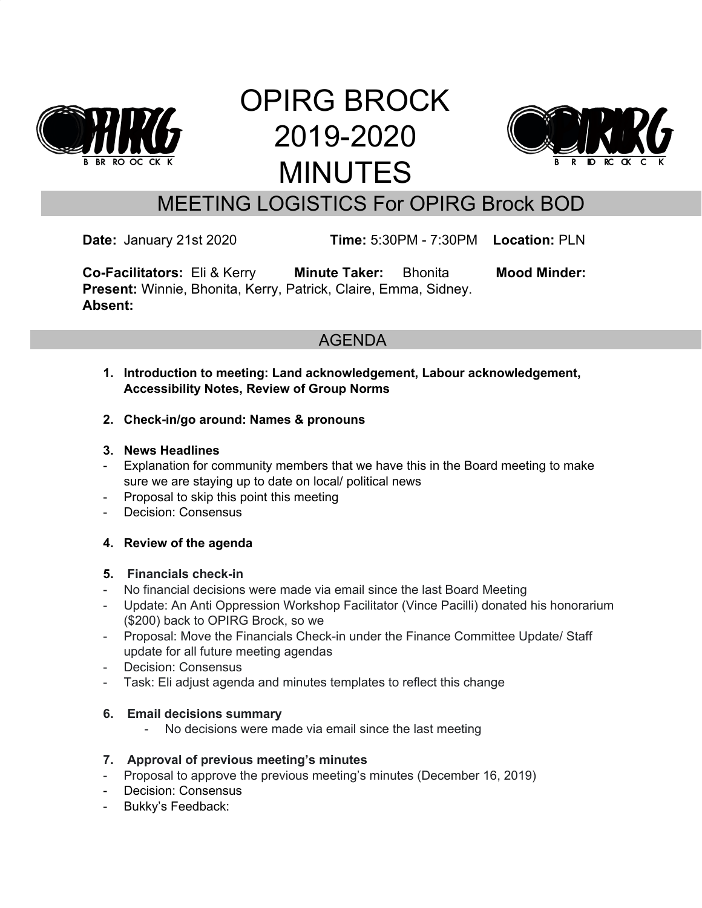# OPIRG BROCK 2019-2020 MINUTES

## MEETING LOGISTICS For OPIRG Brock BOD

**Date:** January 21st 2020 **Time:** 5:30PM - 7:30PM **Location:** PLN

**Co-Facilitators:** Eli & Kerry **Minute Taker:** Bhonita **Mood Minder:**
**Present:** Winnie, Bhonita, Kerry, Patrick, Claire, Emma, Sidney.
**Absent:**

## AGENDA

1. **Introduction to meeting: Land acknowledgement, Labour acknowledgement, Accessibility Notes, Review of Group Norms**

2. **Check-in/go around: Names & pronouns**

3. **News Headlines**
- Explanation for community members that we have this in the Board meeting to make sure we are staying up to date on local/ political news
- Proposal to skip this point this meeting
- Decision: Consensus

4. **Review of the agenda**

5. **Financials check-in**
- No financial decisions were made via email since the last Board Meeting
- Update: An Anti Oppression Workshop Facilitator (Vince Pacilli) donated his honorarium ($200) back to OPIRG Brock, so we
- Proposal: Move the Financials Check-in under the Finance Committee Update/ Staff update for all future meeting agendas
- Decision: Consensus
- Task: Eli adjust agenda and minutes templates to reflect this change

6. **Email decisions summary**
   - No decisions were made via email since the last meeting

7. **Approval of previous meeting's minutes**
- Proposal to approve the previous meeting's minutes (December 16, 2019)
- Decision: Consensus
- Bukky's Feedback: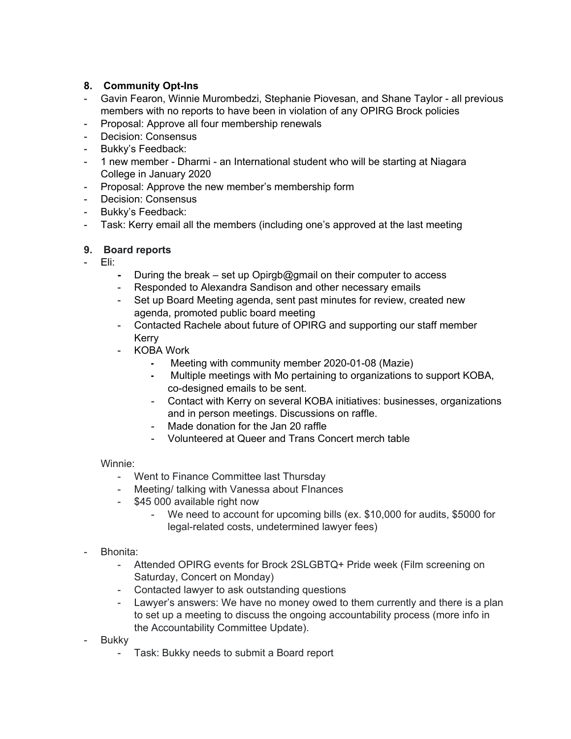## 8. Community Opt-Ins

- Gavin Fearon, Winnie Murombedzi, Stephanie Piovesan, and Shane Taylor - all previous members with no reports to have been in violation of any OPIRG Brock policies
- Proposal: Approve all four membership renewals
- Decision: Consensus
- Bukky's Feedback:
- 1 new member - Dharmi - an International student who will be starting at Niagara College in January 2020
- Proposal: Approve the new member's membership form
- Decision: Consensus
- Bukky's Feedback:
- Task: Kerry email all the members (including one's approved at the last meeting

## 9. Board reports

- Eli:
    - During the break – set up Opirgb@gmail on their computer to access
    - Responded to Alexandra Sandison and other necessary emails
    - Set up Board Meeting agenda, sent past minutes for review, created new agenda, promoted public board meeting
    - Contacted Rachele about future of OPIRG and supporting our staff member Kerry
    - KOBA Work
        - Meeting with community member 2020-01-08 (Mazie)
        - Multiple meetings with Mo pertaining to organizations to support KOBA, co-designed emails to be sent.
        - Contact with Kerry on several KOBA initiatives: businesses, organizations and in person meetings. Discussions on raffle.
        - Made donation for the Jan 20 raffle
        - Volunteered at Queer and Trans Concert merch table

  Winnie:
    - Went to Finance Committee last Thursday
    - Meeting/ talking with Vanessa about FInances
    - $45 000 available right now
        - We need to account for upcoming bills (ex. $10,000 for audits, $5000 for legal-related costs, undetermined lawyer fees)

- Bhonita:
    - Attended OPIRG events for Brock 2SLGBTQ+ Pride week (Film screening on Saturday, Concert on Monday)
    - Contacted lawyer to ask outstanding questions
    - Lawyer's answers: We have no money owed to them currently and there is a plan to set up a meeting to discuss the ongoing accountability process (more info in the Accountability Committee Update).
- Bukky
    - Task: Bukky needs to submit a Board report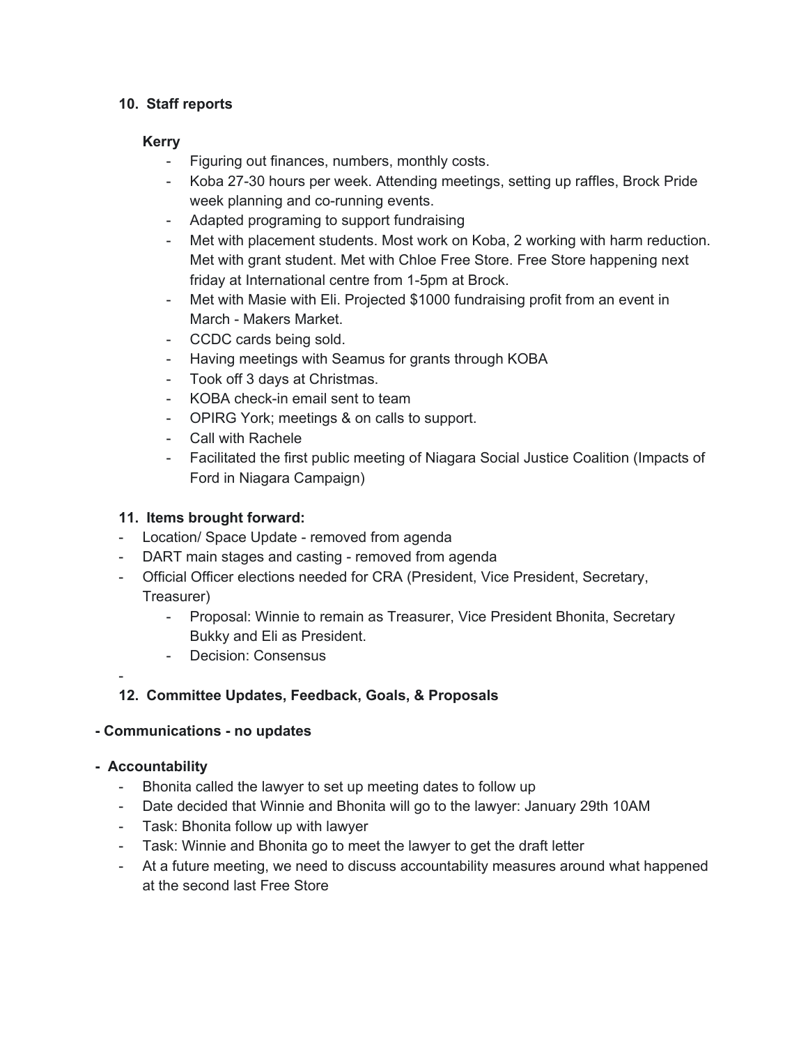**10. Staff reports**

**Kerry**

- Figuring out finances, numbers, monthly costs.
- Koba 27-30 hours per week. Attending meetings, setting up raffles, Brock Pride week planning and co-running events.
- Adapted programing to support fundraising
- Met with placement students. Most work on Koba, 2 working with harm reduction. Met with grant student. Met with Chloe Free Store. Free Store happening next friday at International centre from 1-5pm at Brock.
- Met with Masie with Eli. Projected $1000 fundraising profit from an event in March - Makers Market.
- CCDC cards being sold.
- Having meetings with Seamus for grants through KOBA
- Took off 3 days at Christmas.
- KOBA check-in email sent to team
- OPIRG York; meetings & on calls to support.
- Call with Rachele
- Facilitated the first public meeting of Niagara Social Justice Coalition (Impacts of Ford in Niagara Campaign)

**11. Items brought forward:**

- Location/ Space Update - removed from agenda
- DART main stages and casting - removed from agenda
- Official Officer elections needed for CRA (President, Vice President, Secretary, Treasurer)
    - Proposal: Winnie to remain as Treasurer, Vice President Bhonita, Secretary Bukky and Eli as President.
    - Decision: Consensus
-

**12. Committee Updates, Feedback, Goals, & Proposals**

**- Communications - no updates**

**- Accountability**

- Bhonita called the lawyer to set up meeting dates to follow up
- Date decided that Winnie and Bhonita will go to the lawyer: January 29th 10AM
- Task: Bhonita follow up with lawyer
- Task: Winnie and Bhonita go to meet the lawyer to get the draft letter
- At a future meeting, we need to discuss accountability measures around what happened at the second last Free Store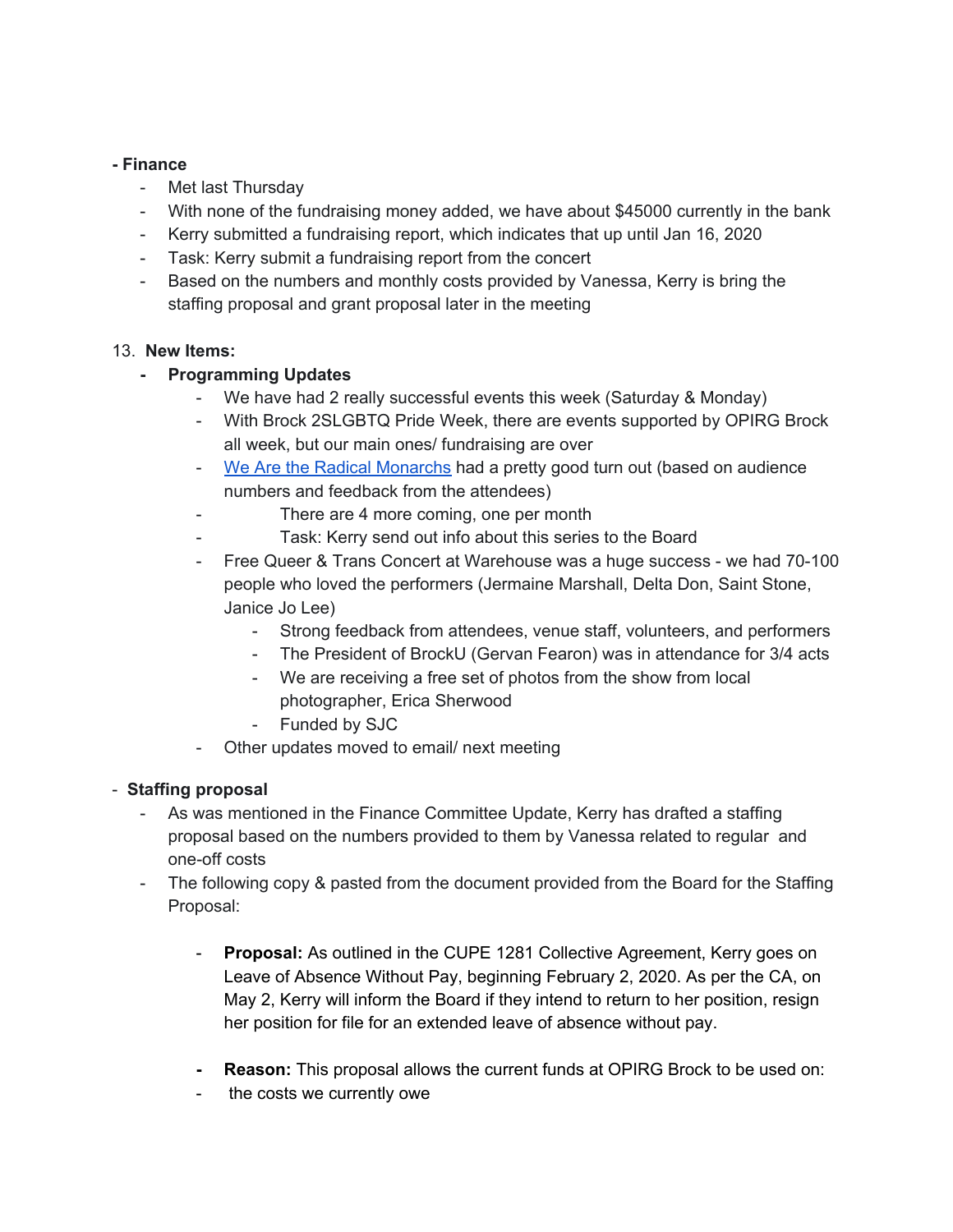**- Finance**

- Met last Thursday
- With none of the fundraising money added, we have about $45000 currently in the bank
- Kerry submitted a fundraising report, which indicates that up until Jan 16, 2020
- Task: Kerry submit a fundraising report from the concert
- Based on the numbers and monthly costs provided by Vanessa, Kerry is bring the staffing proposal and grant proposal later in the meeting

13. **New Items:**

- **Programming Updates**
    - We have had 2 really successful events this week (Saturday & Monday)
    - With Brock 2SLGBTQ Pride Week, there are events supported by OPIRG Brock all week, but our main ones/ fundraising are over
    - We Are the Radical Monarchs had a pretty good turn out (based on audience numbers and feedback from the attendees)
    - There are 4 more coming, one per month
    - Task: Kerry send out info about this series to the Board
    - Free Queer & Trans Concert at Warehouse was a huge success - we had 70-100 people who loved the performers (Jermaine Marshall, Delta Don, Saint Stone, Janice Jo Lee)
        - Strong feedback from attendees, venue staff, volunteers, and performers
        - The President of BrockU (Gervan Fearon) was in attendance for 3/4 acts
        - We are receiving a free set of photos from the show from local photographer, Erica Sherwood
        - Funded by SJC
    - Other updates moved to email/ next meeting

- **Staffing proposal**
    - As was mentioned in the Finance Committee Update, Kerry has drafted a staffing proposal based on the numbers provided to them by Vanessa related to regular and one-off costs
    - The following copy & pasted from the document provided from the Board for the Staffing Proposal:
        - **Proposal:** As outlined in the CUPE 1281 Collective Agreement, Kerry goes on Leave of Absence Without Pay, beginning February 2, 2020. As per the CA, on May 2, Kerry will inform the Board if they intend to return to her position, resign her position for file for an extended leave of absence without pay.
        - **Reason:** This proposal allows the current funds at OPIRG Brock to be used on:
        - the costs we currently owe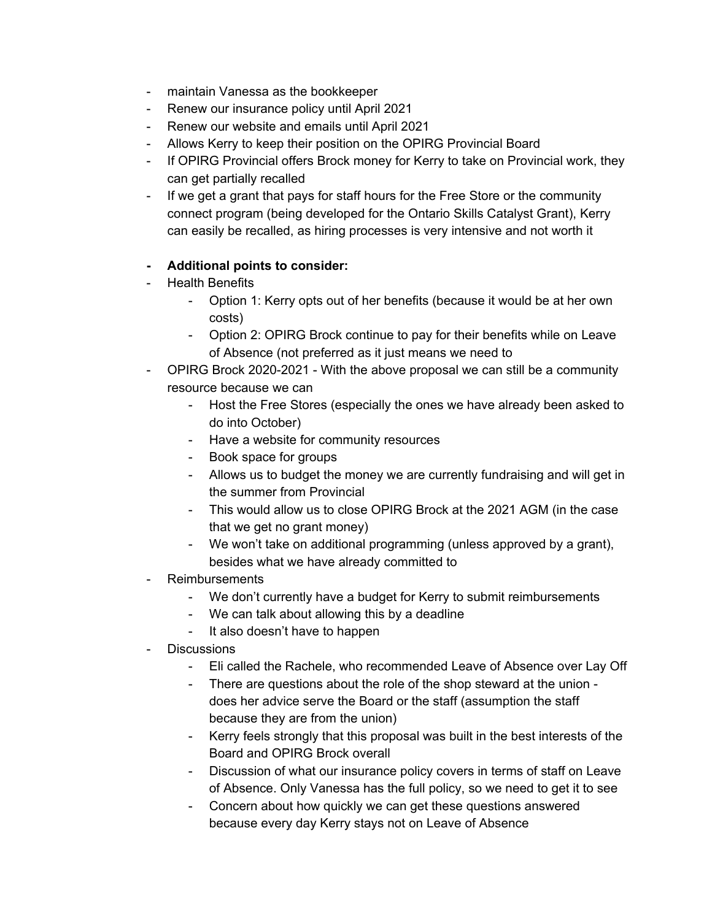- maintain Vanessa as the bookkeeper
- Renew our insurance policy until April 2021
- Renew our website and emails until April 2021
- Allows Kerry to keep their position on the OPIRG Provincial Board
- If OPIRG Provincial offers Brock money for Kerry to take on Provincial work, they can get partially recalled
- If we get a grant that pays for staff hours for the Free Store or the community connect program (being developed for the Ontario Skills Catalyst Grant), Kerry can easily be recalled, as hiring processes is very intensive and not worth it

- **Additional points to consider:**
- Health Benefits
    - Option 1: Kerry opts out of her benefits (because it would be at her own costs)
    - Option 2: OPIRG Brock continue to pay for their benefits while on Leave of Absence (not preferred as it just means we need to
- OPIRG Brock 2020-2021 - With the above proposal we can still be a community resource because we can
    - Host the Free Stores (especially the ones we have already been asked to do into October)
    - Have a website for community resources
    - Book space for groups
    - Allows us to budget the money we are currently fundraising and will get in the summer from Provincial
    - This would allow us to close OPIRG Brock at the 2021 AGM (in the case that we get no grant money)
    - We won't take on additional programming (unless approved by a grant), besides what we have already committed to
- Reimbursements
    - We don't currently have a budget for Kerry to submit reimbursements
    - We can talk about allowing this by a deadline
    - It also doesn't have to happen
- Discussions
    - Eli called the Rachele, who recommended Leave of Absence over Lay Off
    - There are questions about the role of the shop steward at the union - does her advice serve the Board or the staff (assumption the staff because they are from the union)
    - Kerry feels strongly that this proposal was built in the best interests of the Board and OPIRG Brock overall
    - Discussion of what our insurance policy covers in terms of staff on Leave of Absence. Only Vanessa has the full policy, so we need to get it to see
    - Concern about how quickly we can get these questions answered because every day Kerry stays not on Leave of Absence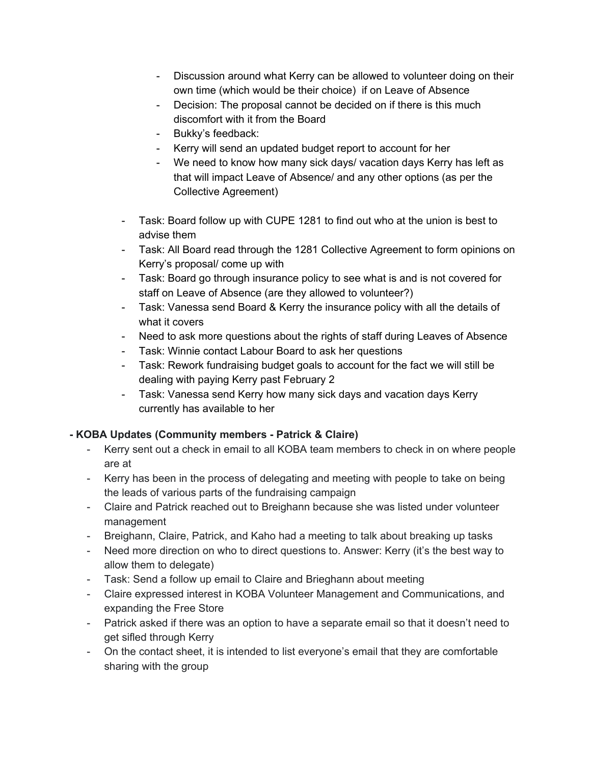- Discussion around what Kerry can be allowed to volunteer doing on their own time (which would be their choice) if on Leave of Absence
        - Decision: The proposal cannot be decided on if there is this much discomfort with it from the Board
        - Bukky's feedback:
        - Kerry will send an updated budget report to account for her
        - We need to know how many sick days/ vacation days Kerry has left as that will impact Leave of Absence/ and any other options (as per the Collective Agreement)

    - Task: Board follow up with CUPE 1281 to find out who at the union is best to advise them
    - Task: All Board read through the 1281 Collective Agreement to form opinions on Kerry's proposal/ come up with
    - Task: Board go through insurance policy to see what is and is not covered for staff on Leave of Absence (are they allowed to volunteer?)
    - Task: Vanessa send Board & Kerry the insurance policy with all the details of what it covers
    - Need to ask more questions about the rights of staff during Leaves of Absence
    - Task: Winnie contact Labour Board to ask her questions
    - Task: Rework fundraising budget goals to account for the fact we will still be dealing with paying Kerry past February 2
    - Task: Vanessa send Kerry how many sick days and vacation days Kerry currently has available to her

**- KOBA Updates (Community members - Patrick & Claire)**

- Kerry sent out a check in email to all KOBA team members to check in on where people are at
- Kerry has been in the process of delegating and meeting with people to take on being the leads of various parts of the fundraising campaign
- Claire and Patrick reached out to Breighann because she was listed under volunteer management
- Breighann, Claire, Patrick, and Kaho had a meeting to talk about breaking up tasks
- Need more direction on who to direct questions to. Answer: Kerry (it's the best way to allow them to delegate)
- Task: Send a follow up email to Claire and Brieghann about meeting
- Claire expressed interest in KOBA Volunteer Management and Communications, and expanding the Free Store
- Patrick asked if there was an option to have a separate email so that it doesn't need to get sifled through Kerry
- On the contact sheet, it is intended to list everyone's email that they are comfortable sharing with the group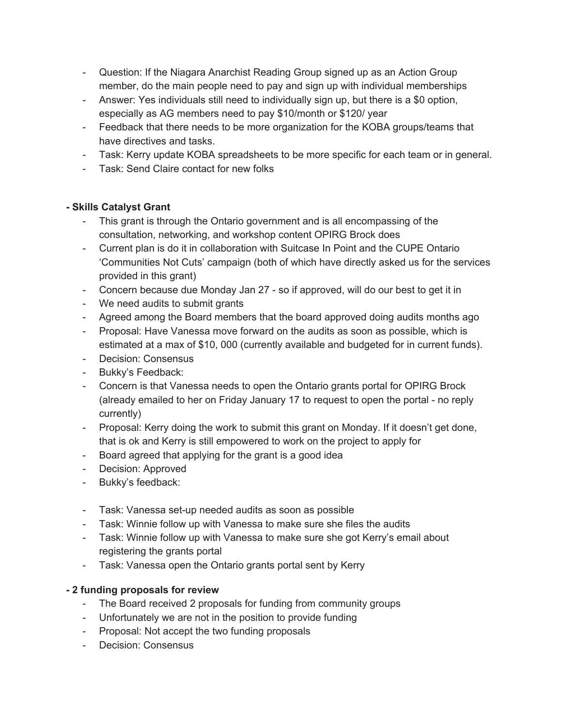- Question: If the Niagara Anarchist Reading Group signed up as an Action Group member, do the main people need to pay and sign up with individual memberships
- Answer: Yes individuals still need to individually sign up, but there is a $0 option, especially as AG members need to pay $10/month or $120/ year
- Feedback that there needs to be more organization for the KOBA groups/teams that have directives and tasks.
- Task: Kerry update KOBA spreadsheets to be more specific for each team or in general.
- Task: Send Claire contact for new folks

**- Skills Catalyst Grant**

- This grant is through the Ontario government and is all encompassing of the consultation, networking, and workshop content OPIRG Brock does
- Current plan is do it in collaboration with Suitcase In Point and the CUPE Ontario 'Communities Not Cuts' campaign (both of which have directly asked us for the services provided in this grant)
- Concern because due Monday Jan 27 - so if approved, will do our best to get it in
- We need audits to submit grants
- Agreed among the Board members that the board approved doing audits months ago
- Proposal: Have Vanessa move forward on the audits as soon as possible, which is estimated at a max of $10, 000 (currently available and budgeted for in current funds).
- Decision: Consensus
- Bukky's Feedback:
- Concern is that Vanessa needs to open the Ontario grants portal for OPIRG Brock (already emailed to her on Friday January 17 to request to open the portal - no reply currently)
- Proposal: Kerry doing the work to submit this grant on Monday. If it doesn't get done, that is ok and Kerry is still empowered to work on the project to apply for
- Board agreed that applying for the grant is a good idea
- Decision: Approved
- Bukky's feedback:

- Task: Vanessa set-up needed audits as soon as possible
- Task: Winnie follow up with Vanessa to make sure she files the audits
- Task: Winnie follow up with Vanessa to make sure she got Kerry's email about registering the grants portal
- Task: Vanessa open the Ontario grants portal sent by Kerry

**- 2 funding proposals for review**

- The Board received 2 proposals for funding from community groups
- Unfortunately we are not in the position to provide funding
- Proposal: Not accept the two funding proposals
- Decision: Consensus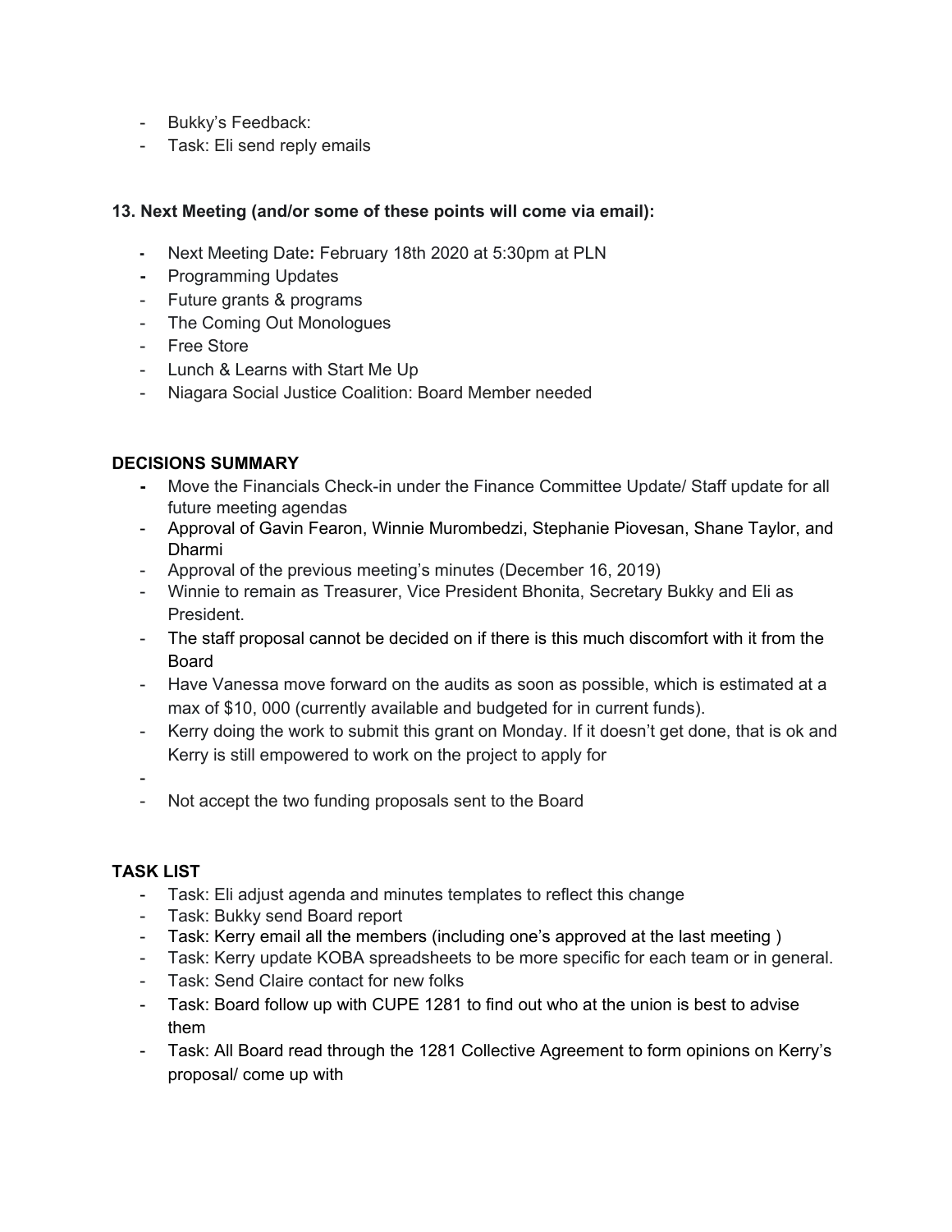- Bukky's Feedback:
- Task: Eli send reply emails

**13. Next Meeting (and/or some of these points will come via email):**

- Next Meeting Date**:** February 18th 2020 at 5:30pm at PLN
- Programming Updates
- Future grants & programs
- The Coming Out Monologues
- Free Store
- Lunch & Learns with Start Me Up
- Niagara Social Justice Coalition: Board Member needed

**DECISIONS SUMMARY**

- Move the Financials Check-in under the Finance Committee Update/ Staff update for all future meeting agendas
- Approval of Gavin Fearon, Winnie Murombedzi, Stephanie Piovesan, Shane Taylor, and Dharmi
- Approval of the previous meeting's minutes (December 16, 2019)
- Winnie to remain as Treasurer, Vice President Bhonita, Secretary Bukky and Eli as President.
- The staff proposal cannot be decided on if there is this much discomfort with it from the Board
- Have Vanessa move forward on the audits as soon as possible, which is estimated at a max of $10, 000 (currently available and budgeted for in current funds).
- Kerry doing the work to submit this grant on Monday. If it doesn't get done, that is ok and Kerry is still empowered to work on the project to apply for
- 
- Not accept the two funding proposals sent to the Board

**TASK LIST**

- Task: Eli adjust agenda and minutes templates to reflect this change
- Task: Bukky send Board report
- Task: Kerry email all the members (including one's approved at the last meeting )
- Task: Kerry update KOBA spreadsheets to be more specific for each team or in general.
- Task: Send Claire contact for new folks
- Task: Board follow up with CUPE 1281 to find out who at the union is best to advise them
- Task: All Board read through the 1281 Collective Agreement to form opinions on Kerry's proposal/ come up with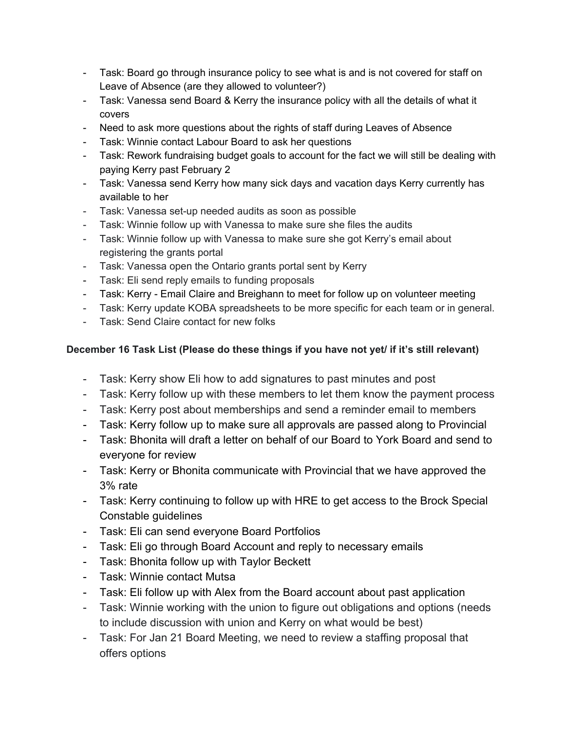- Task: Board go through insurance policy to see what is and is not covered for staff on Leave of Absence (are they allowed to volunteer?)
- Task: Vanessa send Board & Kerry the insurance policy with all the details of what it covers
- Need to ask more questions about the rights of staff during Leaves of Absence
- Task: Winnie contact Labour Board to ask her questions
- Task: Rework fundraising budget goals to account for the fact we will still be dealing with paying Kerry past February 2
- Task: Vanessa send Kerry how many sick days and vacation days Kerry currently has available to her
- Task: Vanessa set-up needed audits as soon as possible
- Task: Winnie follow up with Vanessa to make sure she files the audits
- Task: Winnie follow up with Vanessa to make sure she got Kerry's email about registering the grants portal
- Task: Vanessa open the Ontario grants portal sent by Kerry
- Task: Eli send reply emails to funding proposals
- Task: Kerry - Email Claire and Breighann to meet for follow up on volunteer meeting
- Task: Kerry update KOBA spreadsheets to be more specific for each team or in general.
- Task: Send Claire contact for new folks

**December 16 Task List (Please do these things if you have not yet/ if it's still relevant)**

- Task: Kerry show Eli how to add signatures to past minutes and post
- Task: Kerry follow up with these members to let them know the payment process
- Task: Kerry post about memberships and send a reminder email to members
- Task: Kerry follow up to make sure all approvals are passed along to Provincial
- Task: Bhonita will draft a letter on behalf of our Board to York Board and send to everyone for review
- Task: Kerry or Bhonita communicate with Provincial that we have approved the 3% rate
- Task: Kerry continuing to follow up with HRE to get access to the Brock Special Constable guidelines
- Task: Eli can send everyone Board Portfolios
- Task: Eli go through Board Account and reply to necessary emails
- Task: Bhonita follow up with Taylor Beckett
- Task: Winnie contact Mutsa
- Task: Eli follow up with Alex from the Board account about past application
- Task: Winnie working with the union to figure out obligations and options (needs to include discussion with union and Kerry on what would be best)
- Task: For Jan 21 Board Meeting, we need to review a staffing proposal that offers options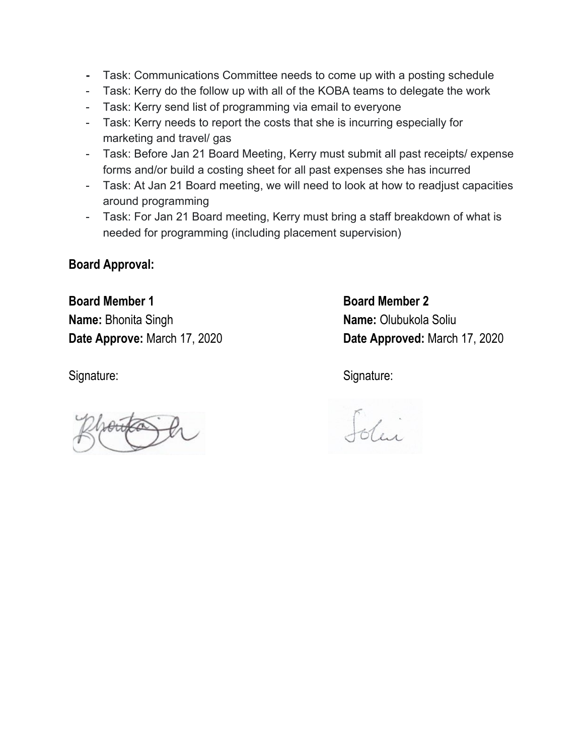- Task: Communications Committee needs to come up with a posting schedule
- Task: Kerry do the follow up with all of the KOBA teams to delegate the work
- Task: Kerry send list of programming via email to everyone
- Task: Kerry needs to report the costs that she is incurring especially for marketing and travel/ gas
- Task: Before Jan 21 Board Meeting, Kerry must submit all past receipts/ expense forms and/or build a costing sheet for all past expenses she has incurred
- Task: At Jan 21 Board meeting, we will need to look at how to readjust capacities around programming
- Task: For Jan 21 Board meeting, Kerry must bring a staff breakdown of what is needed for programming (including placement supervision)

**Board Approval:**

**Board Member 1**
**Name:** Bhonita Singh
**Date Approve:** March 17, 2020

Signature:

**Board Member 2**
**Name:** Olubukola Soliu
**Date Approved:** March 17, 2020

Signature: